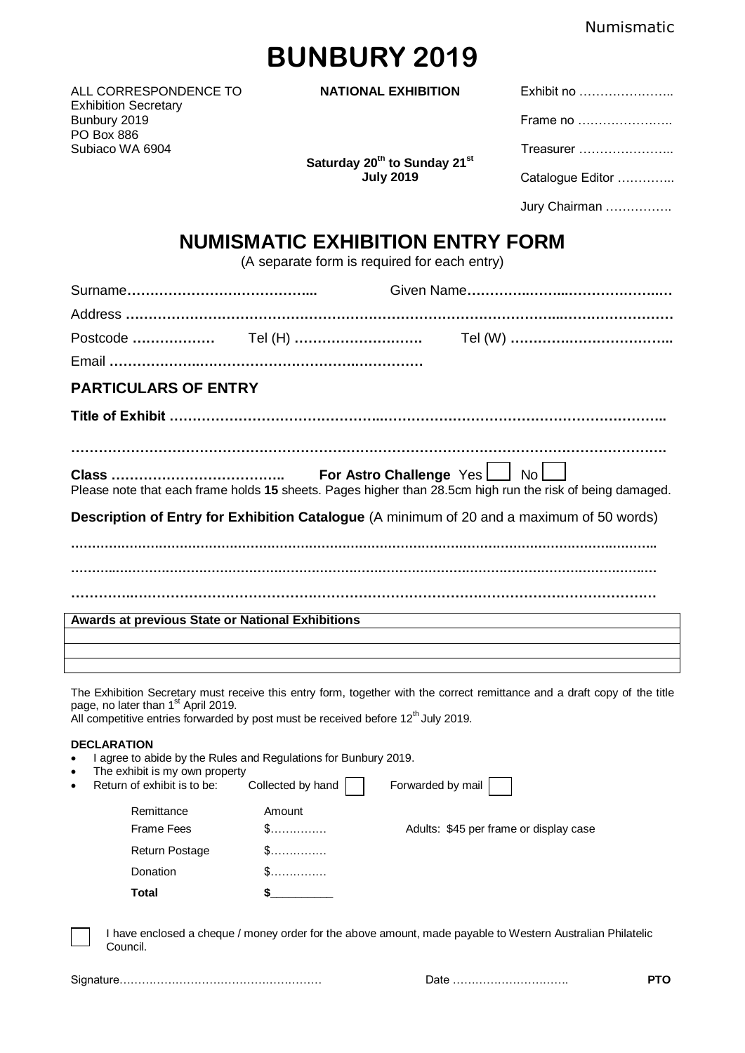Numismatic

# BUNBURY 2019

ALL CORRESPONDENCE TO
Exhibition Secretary
Bunbury 2019
PO Box 886
Subiaco WA 6904

**NATIONAL EXHIBITION**

**Saturday 20th to Sunday 21st July 2019**

Exhibit no ……………………..

Frame no …………………..

Treasurer …………………..

Catalogue Editor …………..

Jury Chairman …………….

## NUMISMATIC EXHIBITION ENTRY FORM

(A separate form is required for each entry)

Surname…………………………………... Given Name…………………………………….

Address ………………………………………………………………………………………………

Postcode ……………… Tel (H) ………………………. Tel (W) ……………………………..

Email ……………………………………………………………

### PARTICULARS OF ENTRY

**Title of Exhibit** ……………………………………………………………………………………..

…………………………………………………………………………………………………………….

**Class** ……………………………….. **For Astro Challenge** Yes ☐ No ☐

Please note that each frame holds **15** sheets. Pages higher than 28.5cm high run the risk of being damaged.

**Description of Entry for Exhibition Catalogue** (A minimum of 20 and a maximum of 50 words)

…………………………………………………………………………………………………………….

…………………………………………………………………………………………………………….

…………………………………………………………………………………………………………….

| **Awards at previous State or National Exhibitions** |
|---|
| |
| |
| |

The Exhibition Secretary must receive this entry form, together with the correct remittance and a draft copy of the title page, no later than 1st April 2019.
All competitive entries forwarded by post must be received before 12th July 2019.

**DECLARATION**

- I agree to abide by the Rules and Regulations for Bunbury 2019.
- The exhibit is my own property
- Return of exhibit is to be: Collected by hand ☐ Forwarded by mail ☐

| Remittance | Amount | |
|---|---|---|
| Frame Fees | $…………… | Adults: $45 per frame or display case |
| Return Postage | $…………… | |
| Donation | $…………… | |
| **Total** | **$\_\_\_\_\_\_\_\_\_** | |

☐ I have enclosed a cheque / money order for the above amount, made payable to Western Australian Philatelic Council.

Signature……………………………………………… Date ……………………….. **PTO**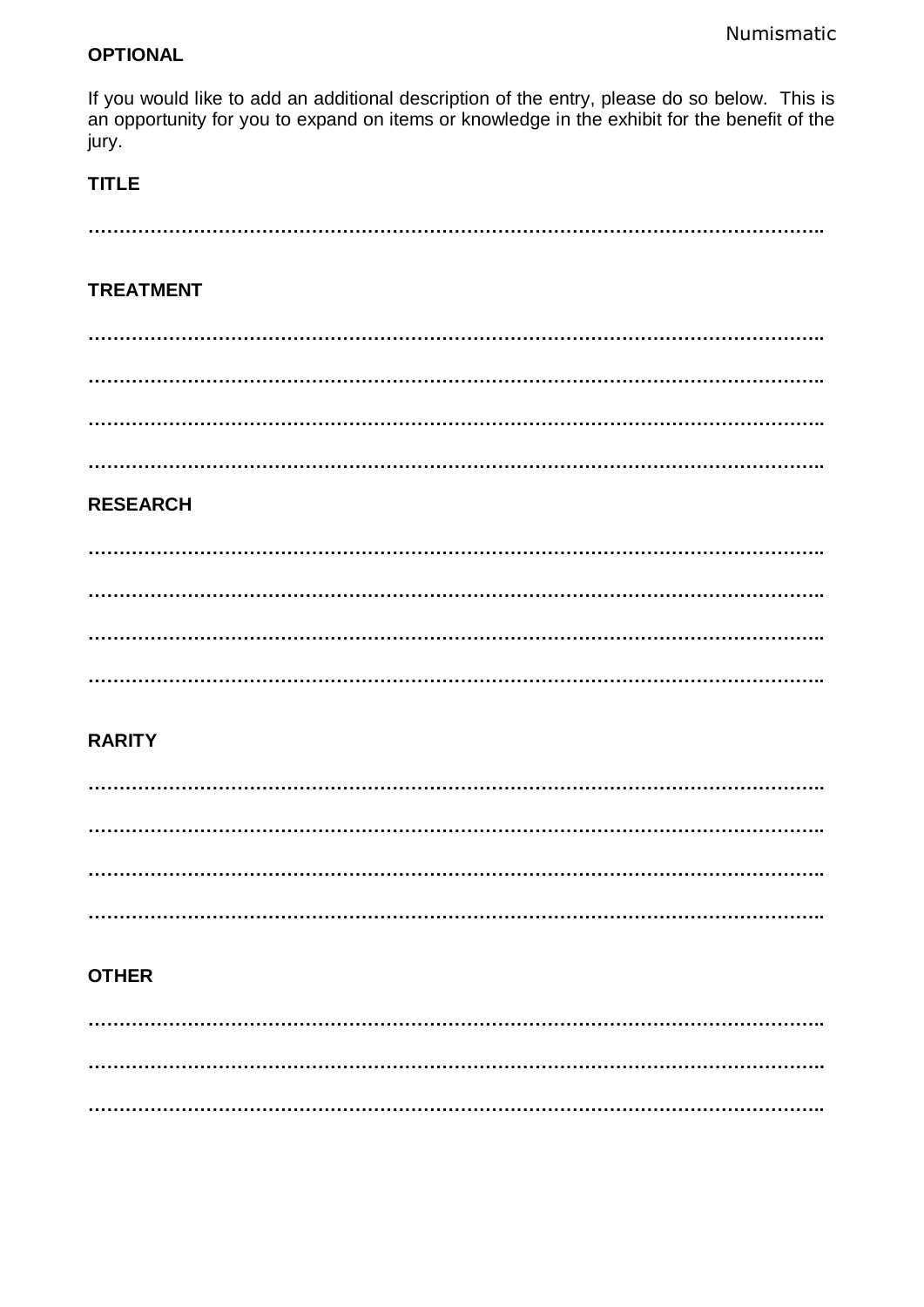**OPTIONAL**

If you would like to add an additional description of the entry, please do so below. This is an opportunity for you to expand on items or knowledge in the exhibit for the benefit of the jury.

**TITLE**

……………………………………………………………………………………………………..

**TREATMENT**

……………………………………………………………………………………………………..

……………………………………………………………………………………………………..

……………………………………………………………………………………………………..

……………………………………………………………………………………………………..

**RESEARCH**

……………………………………………………………………………………………………..

……………………………………………………………………………………………………..

……………………………………………………………………………………………………..

……………………………………………………………………………………………………..

**RARITY**

……………………………………………………………………………………………………..

……………………………………………………………………………………………………..

……………………………………………………………………………………………………..

……………………………………………………………………………………………………..

**OTHER**

……………………………………………………………………………………………………..

……………………………………………………………………………………………………..

……………………………………………………………………………………………………..